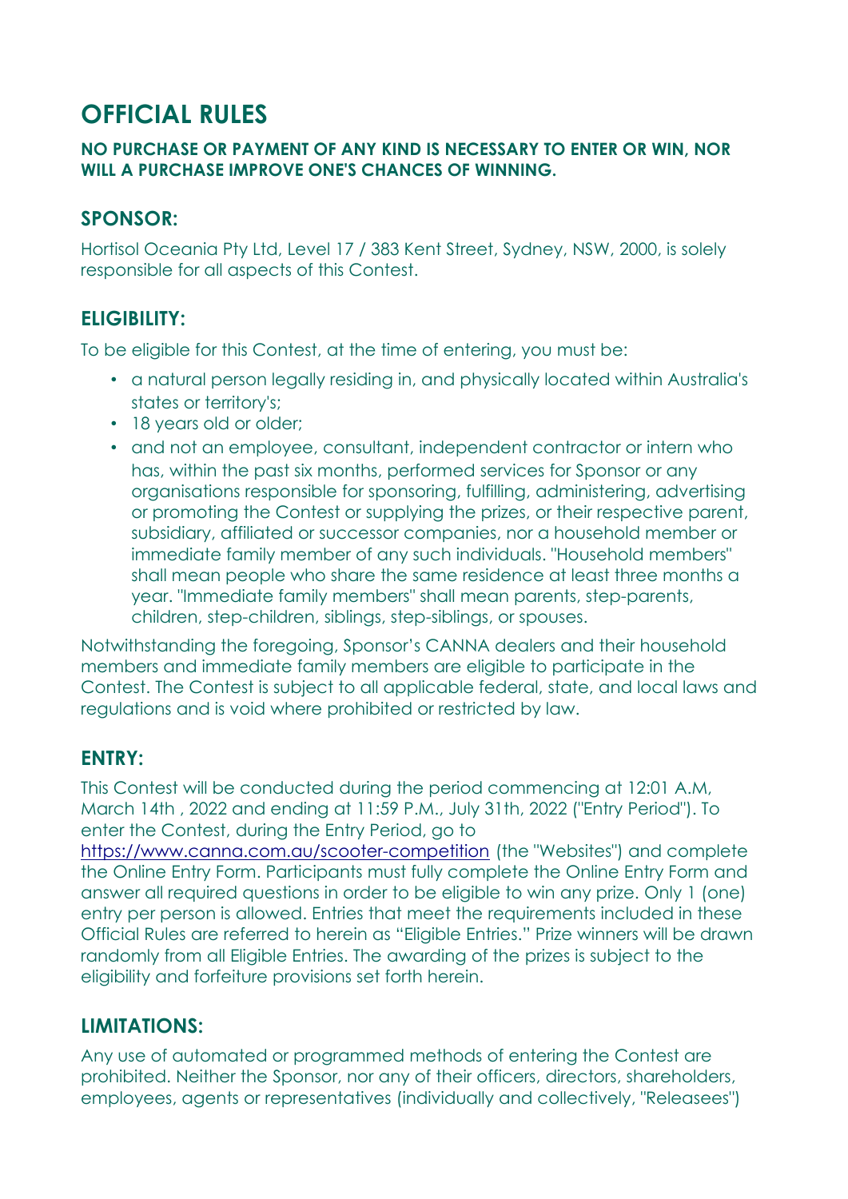# OFFICIAL RULES

**NO PURCHASE OR PAYMENT OF ANY KIND IS NECESSARY TO ENTER OR WIN, NOR WILL A PURCHASE IMPROVE ONE'S CHANCES OF WINNING.**

## SPONSOR:

Hortisol Oceania Pty Ltd, Level 17 / 383 Kent Street, Sydney, NSW, 2000, is solely responsible for all aspects of this Contest.

## ELIGIBILITY:

To be eligible for this Contest, at the time of entering, you must be:

- a natural person legally residing in, and physically located within Australia's states or territory's;
- 18 years old or older;
- and not an employee, consultant, independent contractor or intern who has, within the past six months, performed services for Sponsor or any organisations responsible for sponsoring, fulfilling, administering, advertising or promoting the Contest or supplying the prizes, or their respective parent, subsidiary, affiliated or successor companies, nor a household member or immediate family member of any such individuals. "Household members" shall mean people who share the same residence at least three months a year. "Immediate family members" shall mean parents, step-parents, children, step-children, siblings, step-siblings, or spouses.

Notwithstanding the foregoing, Sponsor's CANNA dealers and their household members and immediate family members are eligible to participate in the Contest. The Contest is subject to all applicable federal, state, and local laws and regulations and is void where prohibited or restricted by law.

## ENTRY:

This Contest will be conducted during the period commencing at 12:01 A.M, March 14th , 2022 and ending at 11:59 P.M., July 31th, 2022 ("Entry Period"). To enter the Contest, during the Entry Period, go to [https://www.canna.com.au/scooter-competition](https://www.canna.com.au/scooter-competition) (the "Websites") and complete the Online Entry Form. Participants must fully complete the Online Entry Form and answer all required questions in order to be eligible to win any prize. Only 1 (one) entry per person is allowed. Entries that meet the requirements included in these Official Rules are referred to herein as "Eligible Entries." Prize winners will be drawn randomly from all Eligible Entries. The awarding of the prizes is subject to the eligibility and forfeiture provisions set forth herein.

## LIMITATIONS:

Any use of automated or programmed methods of entering the Contest are prohibited. Neither the Sponsor, nor any of their officers, directors, shareholders, employees, agents or representatives (individually and collectively, "Releasees")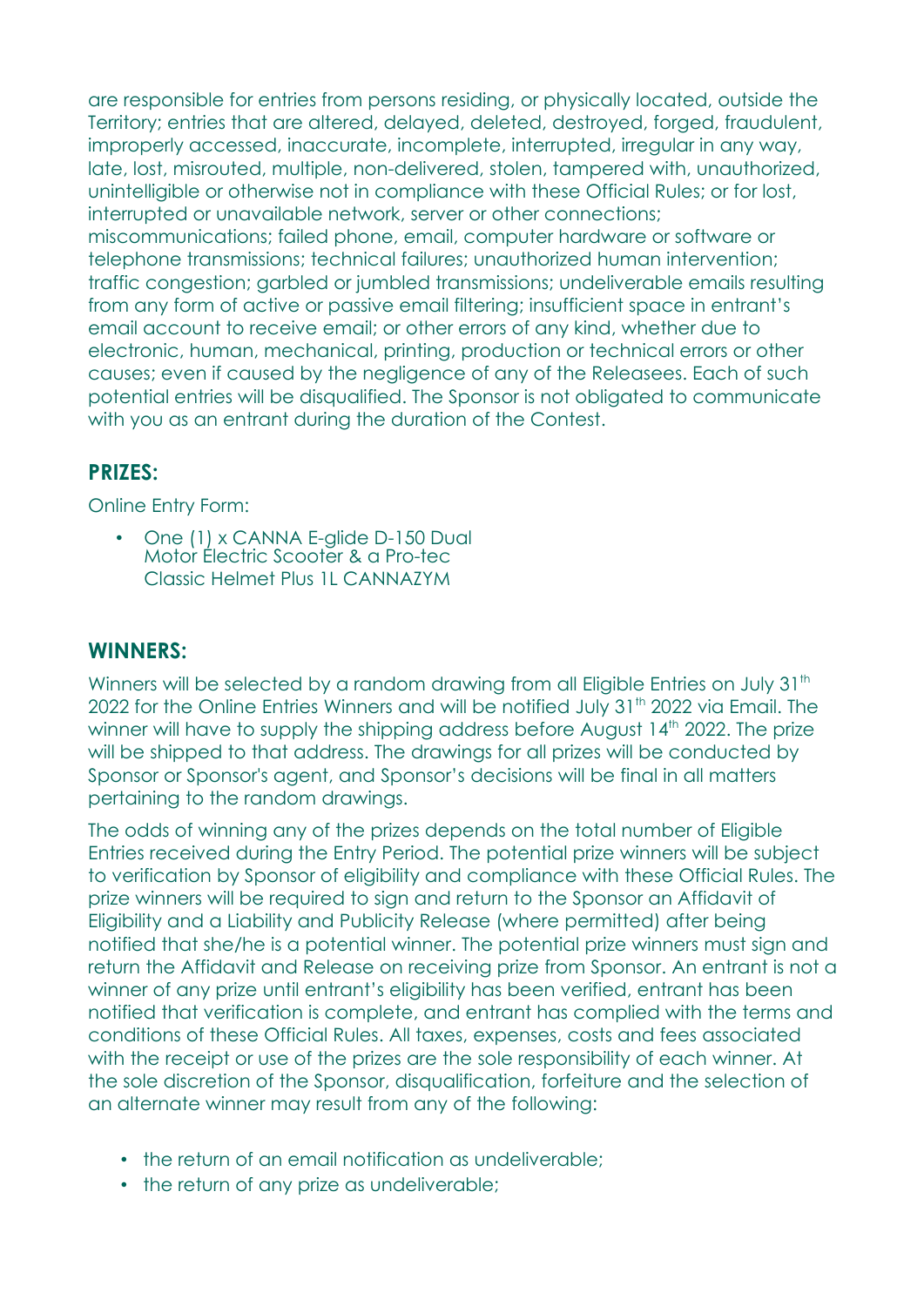are responsible for entries from persons residing, or physically located, outside the Territory; entries that are altered, delayed, deleted, destroyed, forged, fraudulent, improperly accessed, inaccurate, incomplete, interrupted, irregular in any way, late, lost, misrouted, multiple, non-delivered, stolen, tampered with, unauthorized, unintelligible or otherwise not in compliance with these Official Rules; or for lost, interrupted or unavailable network, server or other connections; miscommunications; failed phone, email, computer hardware or software or telephone transmissions; technical failures; unauthorized human intervention; traffic congestion; garbled or jumbled transmissions; undeliverable emails resulting from any form of active or passive email filtering; insufficient space in entrant's email account to receive email; or other errors of any kind, whether due to electronic, human, mechanical, printing, production or technical errors or other causes; even if caused by the negligence of any of the Releasees. Each of such potential entries will be disqualified. The Sponsor is not obligated to communicate with you as an entrant during the duration of the Contest.

## PRIZES:

Online Entry Form:

- One (1) x CANNA E-glide D-150 Dual Motor Electric Scooter & a Pro-tec Classic Helmet Plus 1L CANNAZYM

## WINNERS:

Winners will be selected by a random drawing from all Eligible Entries on July 31th 2022 for the Online Entries Winners and will be notified July 31th 2022 via Email. The winner will have to supply the shipping address before August 14th 2022. The prize will be shipped to that address. The drawings for all prizes will be conducted by Sponsor or Sponsor's agent, and Sponsor's decisions will be final in all matters pertaining to the random drawings.

The odds of winning any of the prizes depends on the total number of Eligible Entries received during the Entry Period. The potential prize winners will be subject to verification by Sponsor of eligibility and compliance with these Official Rules. The prize winners will be required to sign and return to the Sponsor an Affidavit of Eligibility and a Liability and Publicity Release (where permitted) after being notified that she/he is a potential winner. The potential prize winners must sign and return the Affidavit and Release on receiving prize from Sponsor. An entrant is not a winner of any prize until entrant's eligibility has been verified, entrant has been notified that verification is complete, and entrant has complied with the terms and conditions of these Official Rules. All taxes, expenses, costs and fees associated with the receipt or use of the prizes are the sole responsibility of each winner. At the sole discretion of the Sponsor, disqualification, forfeiture and the selection of an alternate winner may result from any of the following:

- the return of an email notification as undeliverable;
- the return of any prize as undeliverable;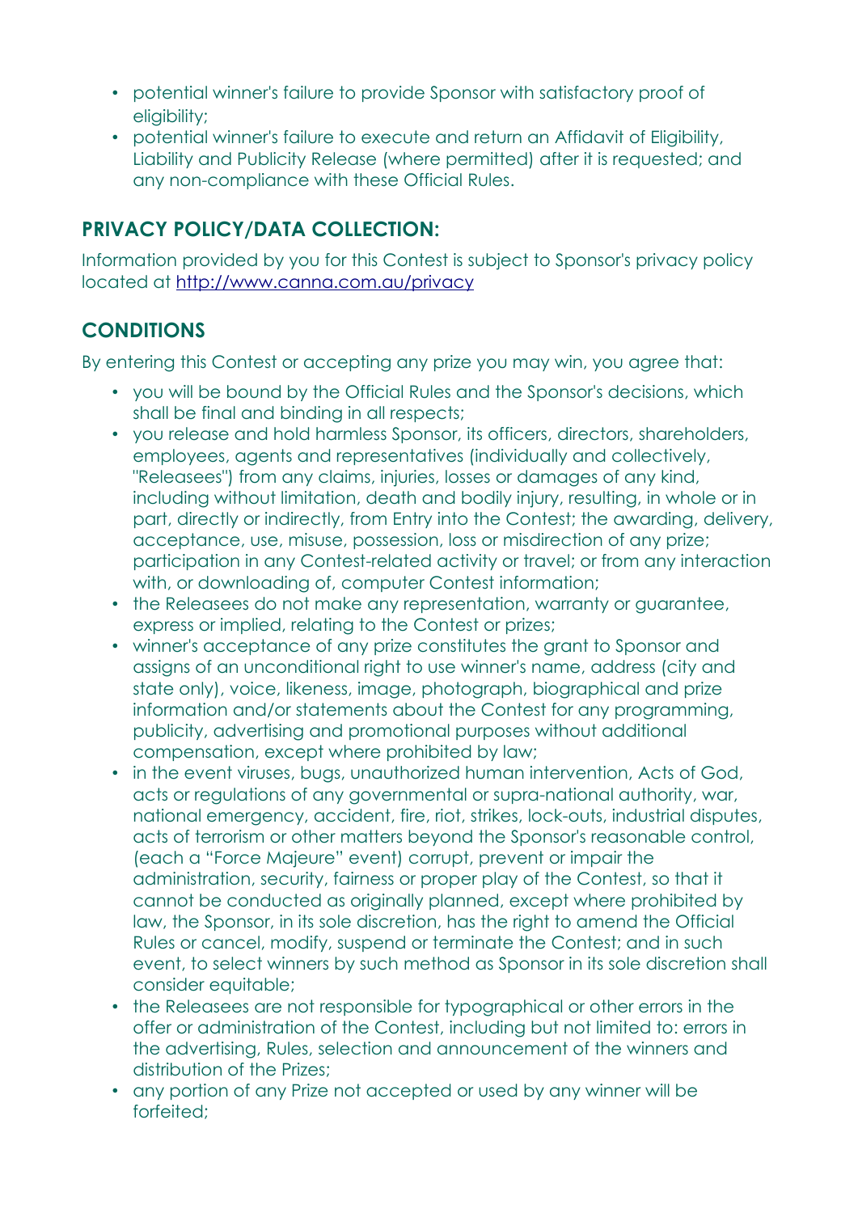- potential winner's failure to provide Sponsor with satisfactory proof of eligibility;
- potential winner's failure to execute and return an Affidavit of Eligibility, Liability and Publicity Release (where permitted) after it is requested; and any non-compliance with these Official Rules.

## PRIVACY POLICY/DATA COLLECTION:

Information provided by you for this Contest is subject to Sponsor's privacy policy located at [http://www.canna.com.au/privacy](http://www.canna.com.au/privacy)

## CONDITIONS

By entering this Contest or accepting any prize you may win, you agree that:

- you will be bound by the Official Rules and the Sponsor's decisions, which shall be final and binding in all respects;
- you release and hold harmless Sponsor, its officers, directors, shareholders, employees, agents and representatives (individually and collectively, "Releasees") from any claims, injuries, losses or damages of any kind, including without limitation, death and bodily injury, resulting, in whole or in part, directly or indirectly, from Entry into the Contest; the awarding, delivery, acceptance, use, misuse, possession, loss or misdirection of any prize; participation in any Contest-related activity or travel; or from any interaction with, or downloading of, computer Contest information;
- the Releasees do not make any representation, warranty or guarantee, express or implied, relating to the Contest or prizes;
- winner's acceptance of any prize constitutes the grant to Sponsor and assigns of an unconditional right to use winner's name, address (city and state only), voice, likeness, image, photograph, biographical and prize information and/or statements about the Contest for any programming, publicity, advertising and promotional purposes without additional compensation, except where prohibited by law;
- in the event viruses, bugs, unauthorized human intervention, Acts of God, acts or regulations of any governmental or supra-national authority, war, national emergency, accident, fire, riot, strikes, lock-outs, industrial disputes, acts of terrorism or other matters beyond the Sponsor's reasonable control, (each a "Force Majeure" event) corrupt, prevent or impair the administration, security, fairness or proper play of the Contest, so that it cannot be conducted as originally planned, except where prohibited by law, the Sponsor, in its sole discretion, has the right to amend the Official Rules or cancel, modify, suspend or terminate the Contest; and in such event, to select winners by such method as Sponsor in its sole discretion shall consider equitable;
- the Releasees are not responsible for typographical or other errors in the offer or administration of the Contest, including but not limited to: errors in the advertising, Rules, selection and announcement of the winners and distribution of the Prizes;
- any portion of any Prize not accepted or used by any winner will be forfeited;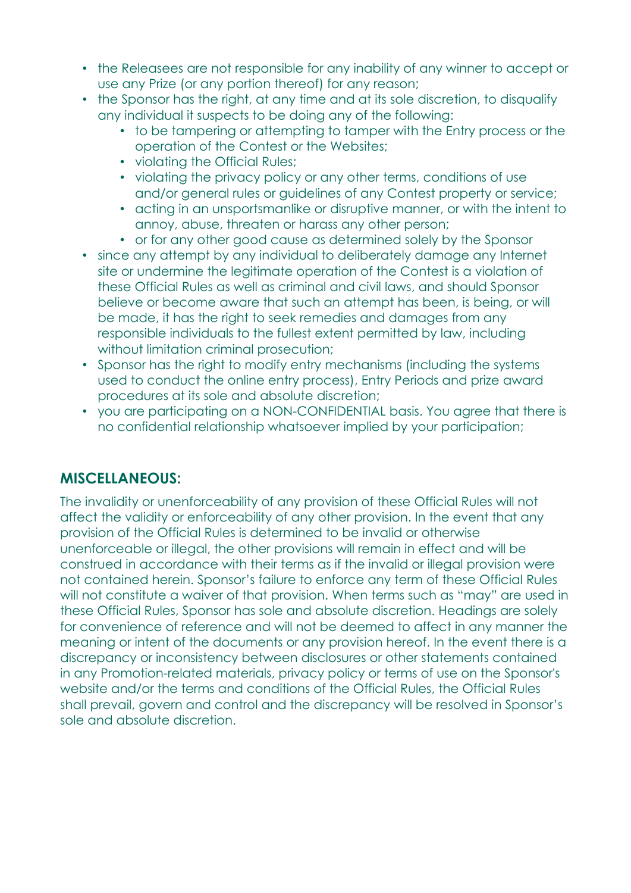- the Releasees are not responsible for any inability of any winner to accept or use any Prize (or any portion thereof) for any reason;
- the Sponsor has the right, at any time and at its sole discretion, to disqualify any individual it suspects to be doing any of the following:
  - to be tampering or attempting to tamper with the Entry process or the operation of the Contest or the Websites;
  - violating the Official Rules;
  - violating the privacy policy or any other terms, conditions of use and/or general rules or guidelines of any Contest property or service;
  - acting in an unsportsmanlike or disruptive manner, or with the intent to annoy, abuse, threaten or harass any other person;
  - or for any other good cause as determined solely by the Sponsor
- since any attempt by any individual to deliberately damage any Internet site or undermine the legitimate operation of the Contest is a violation of these Official Rules as well as criminal and civil laws, and should Sponsor believe or become aware that such an attempt has been, is being, or will be made, it has the right to seek remedies and damages from any responsible individuals to the fullest extent permitted by law, including without limitation criminal prosecution;
- Sponsor has the right to modify entry mechanisms (including the systems used to conduct the online entry process), Entry Periods and prize award procedures at its sole and absolute discretion;
- you are participating on a NON-CONFIDENTIAL basis. You agree that there is no confidential relationship whatsoever implied by your participation;

## MISCELLANEOUS:

The invalidity or unenforceability of any provision of these Official Rules will not affect the validity or enforceability of any other provision. In the event that any provision of the Official Rules is determined to be invalid or otherwise unenforceable or illegal, the other provisions will remain in effect and will be construed in accordance with their terms as if the invalid or illegal provision were not contained herein. Sponsor's failure to enforce any term of these Official Rules will not constitute a waiver of that provision. When terms such as "may" are used in these Official Rules, Sponsor has sole and absolute discretion. Headings are solely for convenience of reference and will not be deemed to affect in any manner the meaning or intent of the documents or any provision hereof. In the event there is a discrepancy or inconsistency between disclosures or other statements contained in any Promotion-related materials, privacy policy or terms of use on the Sponsor's website and/or the terms and conditions of the Official Rules, the Official Rules shall prevail, govern and control and the discrepancy will be resolved in Sponsor's sole and absolute discretion.